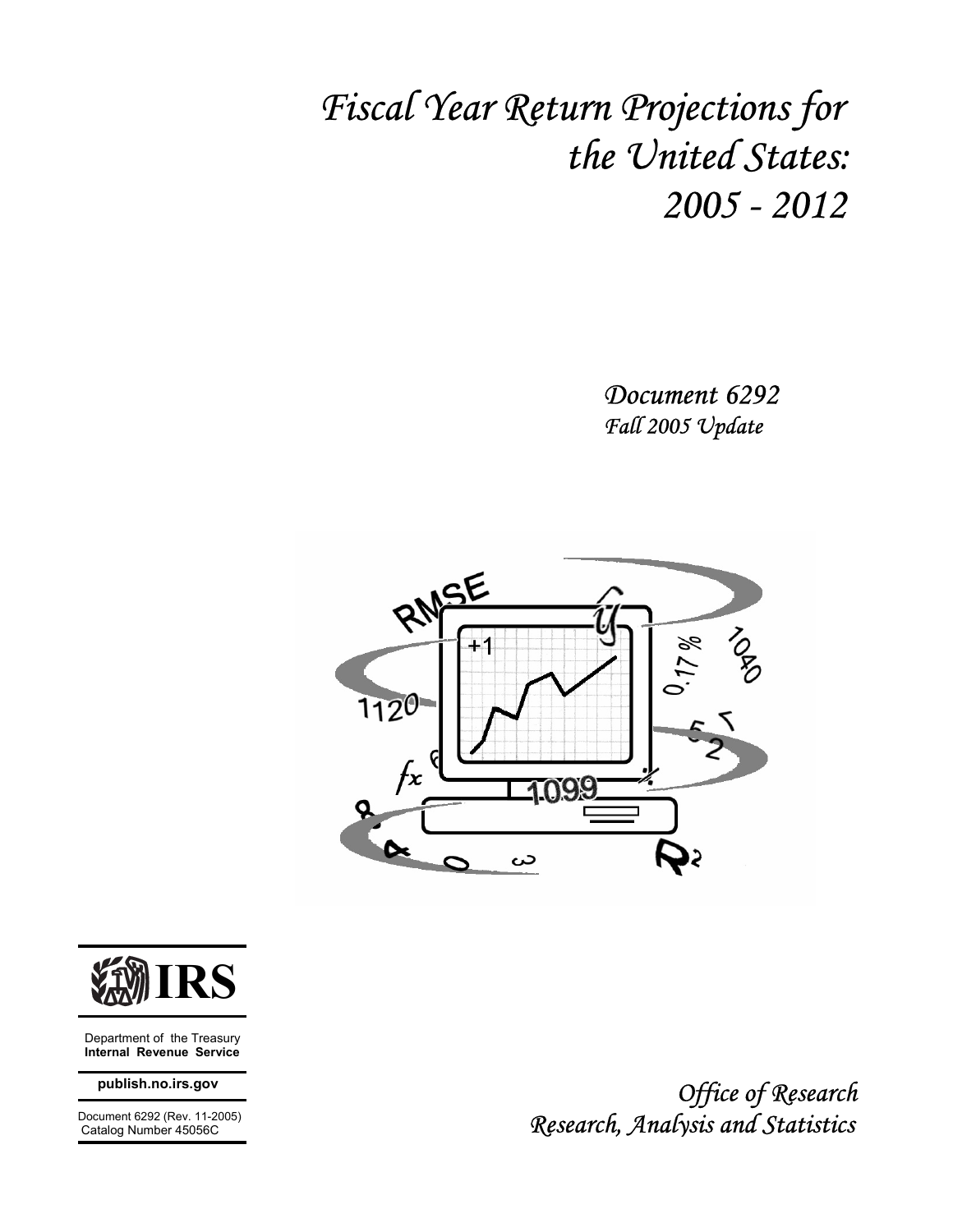# *Fiscal Year Return Projections for the United States: 2005 - 2012*

*Document 6292*
*Fall 2005 Update*

**IRS**

Department of the Treasury
**Internal Revenue Service**

**publish.no.irs.gov**

Document 6292 (Rev. 11-2005)
Catalog Number 45056C

*Office of Research*
*Research, Analysis and Statistics*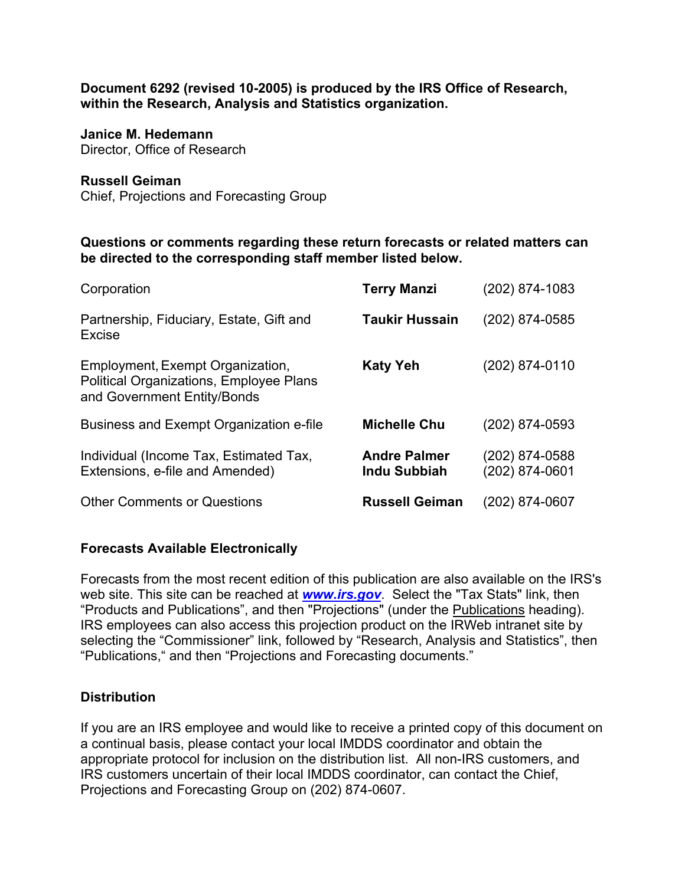**Document 6292 (revised 10-2005) is produced by the IRS Office of Research, within the Research, Analysis and Statistics organization.**

**Janice M. Hedemann**
Director, Office of Research

**Russell Geiman**
Chief, Projections and Forecasting Group

**Questions or comments regarding these return forecasts or related matters can be directed to the corresponding staff member listed below.**

| | | |
|---|---|---|
| Corporation | **Terry Manzi** | (202) 874-1083 |
| Partnership, Fiduciary, Estate, Gift and Excise | **Taukir Hussain** | (202) 874-0585 |
| Employment, Exempt Organization, Political Organizations, Employee Plans and Government Entity/Bonds | **Katy Yeh** | (202) 874-0110 |
| Business and Exempt Organization e-file | **Michelle Chu** | (202) 874-0593 |
| Individual (Income Tax, Estimated Tax, Extensions, e-file and Amended) | **Andre Palmer** **Indu Subbiah** | (202) 874-0588 (202) 874-0601 |
| Other Comments or Questions | **Russell Geiman** | (202) 874-0607 |

### Forecasts Available Electronically

Forecasts from the most recent edition of this publication are also available on the IRS's web site. This site can be reached at ***www.irs.gov***. Select the "Tax Stats" link, then "Products and Publications", and then "Projections" (under the Publications heading). IRS employees can also access this projection product on the IRWeb intranet site by selecting the "Commissioner" link, followed by "Research, Analysis and Statistics", then "Publications," and then "Projections and Forecasting documents."

### Distribution

If you are an IRS employee and would like to receive a printed copy of this document on a continual basis, please contact your local IMDDS coordinator and obtain the appropriate protocol for inclusion on the distribution list. All non-IRS customers, and IRS customers uncertain of their local IMDDS coordinator, can contact the Chief, Projections and Forecasting Group on (202) 874-0607.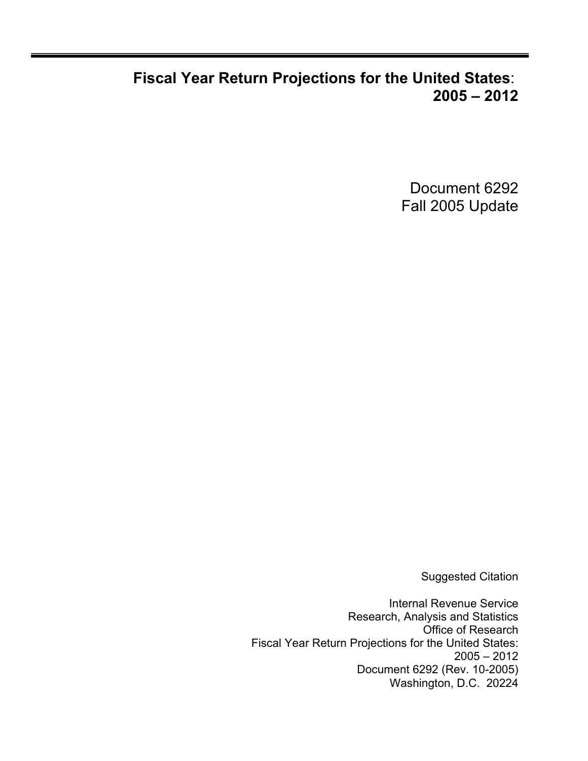# Fiscal Year Return Projections for the United States: 2005 – 2012

Document 6292
Fall 2005 Update

Suggested Citation

Internal Revenue Service
Research, Analysis and Statistics
Office of Research
Fiscal Year Return Projections for the United States:
2005 – 2012
Document 6292 (Rev. 10-2005)
Washington, D.C. 20224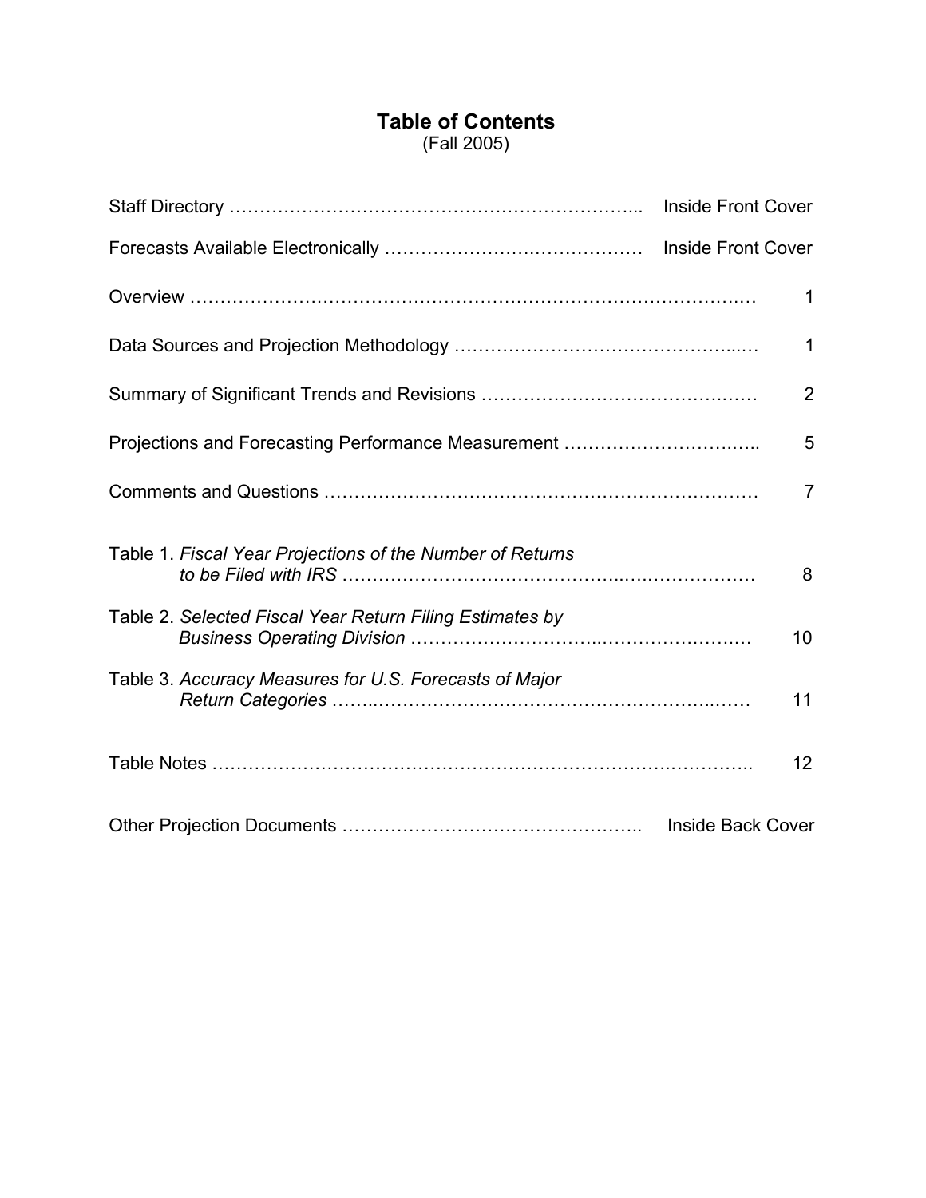# Table of Contents

(Fall 2005)

| | |
|---|---|
| Staff Directory | Inside Front Cover |
| Forecasts Available Electronically | Inside Front Cover |
| Overview | 1 |
| Data Sources and Projection Methodology | 1 |
| Summary of Significant Trends and Revisions | 2 |
| Projections and Forecasting Performance Measurement | 5 |
| Comments and Questions | 7 |
| Table 1. *Fiscal Year Projections of the Number of Returns to be Filed with IRS* | 8 |
| Table 2. *Selected Fiscal Year Return Filing Estimates by Business Operating Division* | 10 |
| Table 3. *Accuracy Measures for U.S. Forecasts of Major Return Categories* | 11 |
| Table Notes | 12 |
| Other Projection Documents | Inside Back Cover |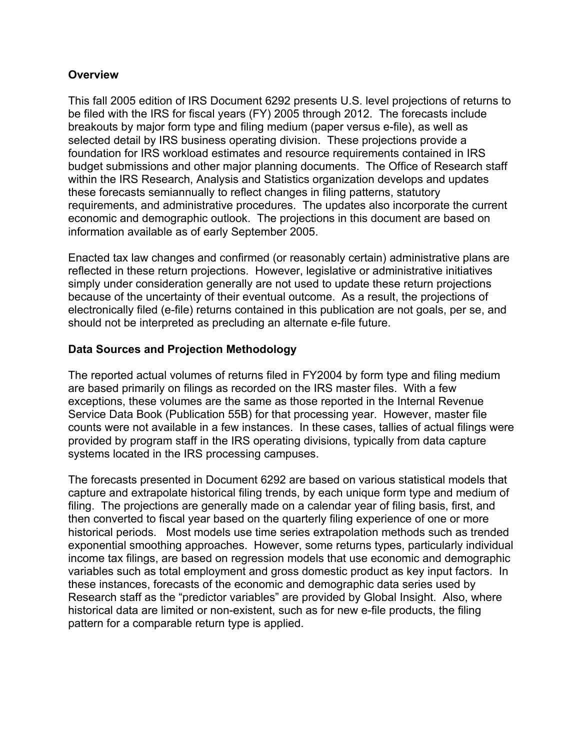## Overview

This fall 2005 edition of IRS Document 6292 presents U.S. level projections of returns to be filed with the IRS for fiscal years (FY) 2005 through 2012. The forecasts include breakouts by major form type and filing medium (paper versus e-file), as well as selected detail by IRS business operating division. These projections provide a foundation for IRS workload estimates and resource requirements contained in IRS budget submissions and other major planning documents. The Office of Research staff within the IRS Research, Analysis and Statistics organization develops and updates these forecasts semiannually to reflect changes in filing patterns, statutory requirements, and administrative procedures. The updates also incorporate the current economic and demographic outlook. The projections in this document are based on information available as of early September 2005.

Enacted tax law changes and confirmed (or reasonably certain) administrative plans are reflected in these return projections. However, legislative or administrative initiatives simply under consideration generally are not used to update these return projections because of the uncertainty of their eventual outcome. As a result, the projections of electronically filed (e-file) returns contained in this publication are not goals, per se, and should not be interpreted as precluding an alternate e-file future.

## Data Sources and Projection Methodology

The reported actual volumes of returns filed in FY2004 by form type and filing medium are based primarily on filings as recorded on the IRS master files. With a few exceptions, these volumes are the same as those reported in the Internal Revenue Service Data Book (Publication 55B) for that processing year. However, master file counts were not available in a few instances. In these cases, tallies of actual filings were provided by program staff in the IRS operating divisions, typically from data capture systems located in the IRS processing campuses.

The forecasts presented in Document 6292 are based on various statistical models that capture and extrapolate historical filing trends, by each unique form type and medium of filing. The projections are generally made on a calendar year of filing basis, first, and then converted to fiscal year based on the quarterly filing experience of one or more historical periods. Most models use time series extrapolation methods such as trended exponential smoothing approaches. However, some returns types, particularly individual income tax filings, are based on regression models that use economic and demographic variables such as total employment and gross domestic product as key input factors. In these instances, forecasts of the economic and demographic data series used by Research staff as the "predictor variables" are provided by Global Insight. Also, where historical data are limited or non-existent, such as for new e-file products, the filing pattern for a comparable return type is applied.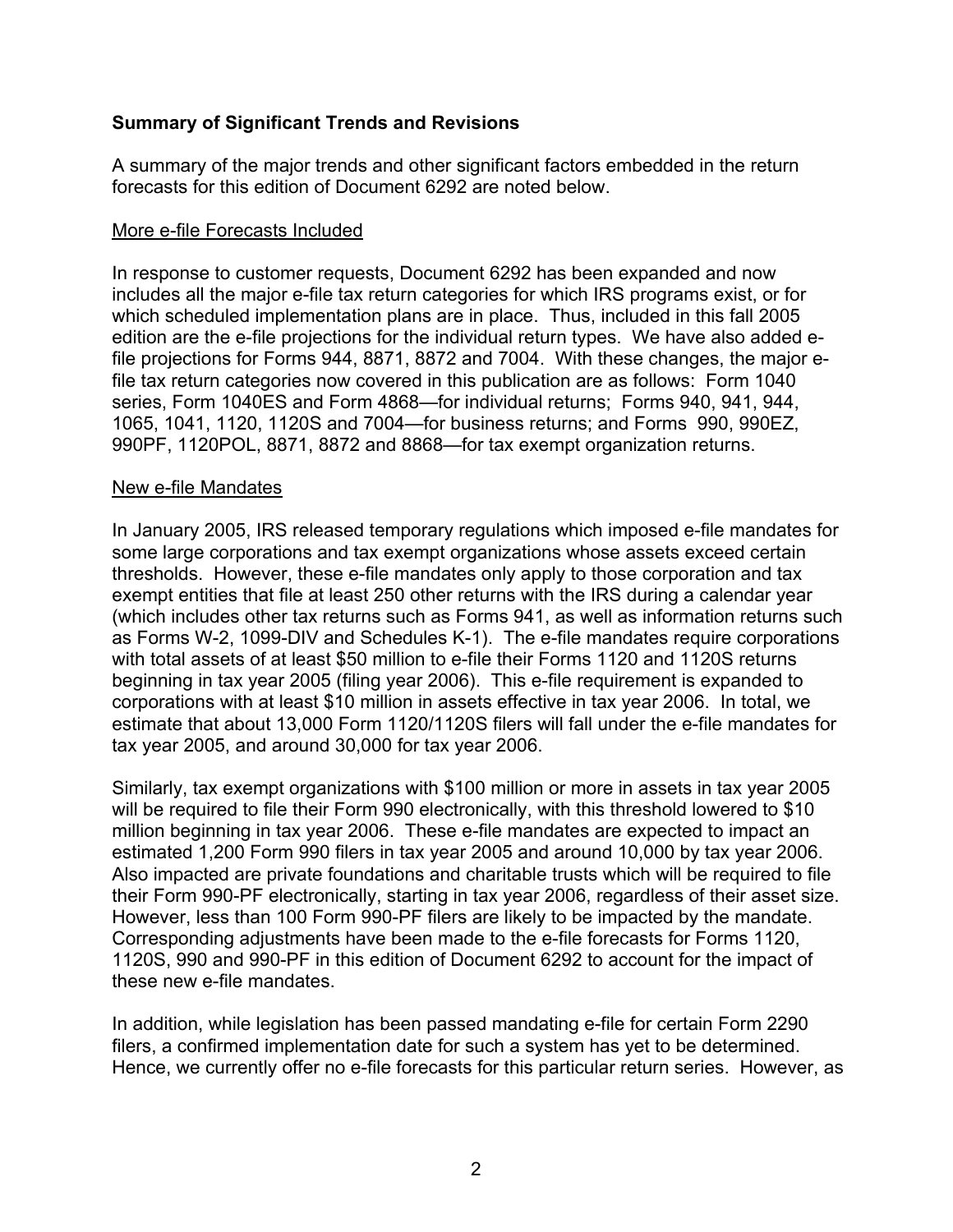## Summary of Significant Trends and Revisions

A summary of the major trends and other significant factors embedded in the return forecasts for this edition of Document 6292 are noted below.

### More e-file Forecasts Included

In response to customer requests, Document 6292 has been expanded and now includes all the major e-file tax return categories for which IRS programs exist, or for which scheduled implementation plans are in place. Thus, included in this fall 2005 edition are the e-file projections for the individual return types. We have also added e-file projections for Forms 944, 8871, 8872 and 7004. With these changes, the major e-file tax return categories now covered in this publication are as follows: Form 1040 series, Form 1040ES and Form 4868—for individual returns; Forms 940, 941, 944, 1065, 1041, 1120, 1120S and 7004—for business returns; and Forms 990, 990EZ, 990PF, 1120POL, 8871, 8872 and 8868—for tax exempt organization returns.

### New e-file Mandates

In January 2005, IRS released temporary regulations which imposed e-file mandates for some large corporations and tax exempt organizations whose assets exceed certain thresholds. However, these e-file mandates only apply to those corporation and tax exempt entities that file at least 250 other returns with the IRS during a calendar year (which includes other tax returns such as Forms 941, as well as information returns such as Forms W-2, 1099-DIV and Schedules K-1). The e-file mandates require corporations with total assets of at least $50 million to e-file their Forms 1120 and 1120S returns beginning in tax year 2005 (filing year 2006). This e-file requirement is expanded to corporations with at least $10 million in assets effective in tax year 2006. In total, we estimate that about 13,000 Form 1120/1120S filers will fall under the e-file mandates for tax year 2005, and around 30,000 for tax year 2006.

Similarly, tax exempt organizations with $100 million or more in assets in tax year 2005 will be required to file their Form 990 electronically, with this threshold lowered to $10 million beginning in tax year 2006. These e-file mandates are expected to impact an estimated 1,200 Form 990 filers in tax year 2005 and around 10,000 by tax year 2006. Also impacted are private foundations and charitable trusts which will be required to file their Form 990-PF electronically, starting in tax year 2006, regardless of their asset size. However, less than 100 Form 990-PF filers are likely to be impacted by the mandate. Corresponding adjustments have been made to the e-file forecasts for Forms 1120, 1120S, 990 and 990-PF in this edition of Document 6292 to account for the impact of these new e-file mandates.

In addition, while legislation has been passed mandating e-file for certain Form 2290 filers, a confirmed implementation date for such a system has yet to be determined. Hence, we currently offer no e-file forecasts for this particular return series. However, as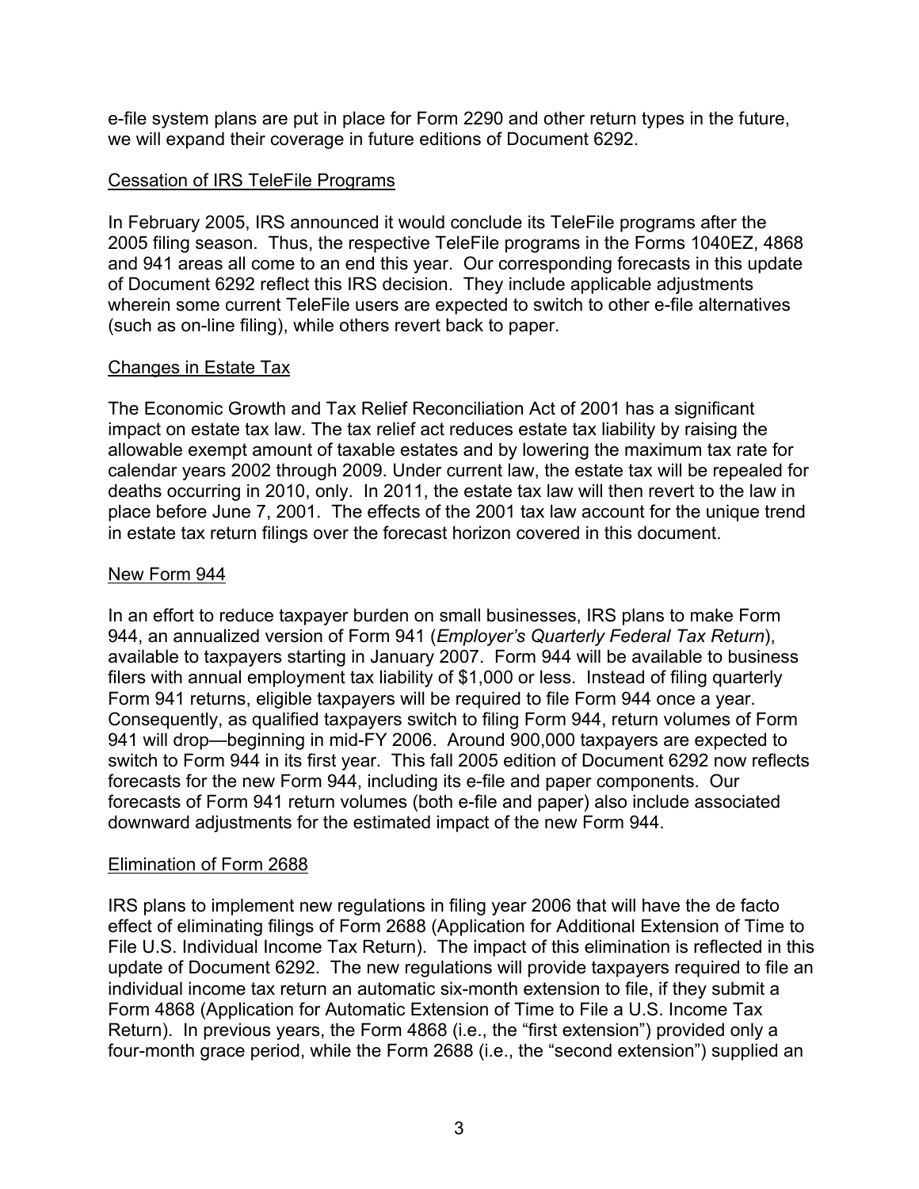e-file system plans are put in place for Form 2290 and other return types in the future, we will expand their coverage in future editions of Document 6292.

### Cessation of IRS TeleFile Programs

In February 2005, IRS announced it would conclude its TeleFile programs after the 2005 filing season. Thus, the respective TeleFile programs in the Forms 1040EZ, 4868 and 941 areas all come to an end this year. Our corresponding forecasts in this update of Document 6292 reflect this IRS decision. They include applicable adjustments wherein some current TeleFile users are expected to switch to other e-file alternatives (such as on-line filing), while others revert back to paper.

### Changes in Estate Tax

The Economic Growth and Tax Relief Reconciliation Act of 2001 has a significant impact on estate tax law. The tax relief act reduces estate tax liability by raising the allowable exempt amount of taxable estates and by lowering the maximum tax rate for calendar years 2002 through 2009. Under current law, the estate tax will be repealed for deaths occurring in 2010, only. In 2011, the estate tax law will then revert to the law in place before June 7, 2001. The effects of the 2001 tax law account for the unique trend in estate tax return filings over the forecast horizon covered in this document.

### New Form 944

In an effort to reduce taxpayer burden on small businesses, IRS plans to make Form 944, an annualized version of Form 941 (*Employer's Quarterly Federal Tax Return*), available to taxpayers starting in January 2007. Form 944 will be available to business filers with annual employment tax liability of $1,000 or less. Instead of filing quarterly Form 941 returns, eligible taxpayers will be required to file Form 944 once a year. Consequently, as qualified taxpayers switch to filing Form 944, return volumes of Form 941 will drop—beginning in mid-FY 2006. Around 900,000 taxpayers are expected to switch to Form 944 in its first year. This fall 2005 edition of Document 6292 now reflects forecasts for the new Form 944, including its e-file and paper components. Our forecasts of Form 941 return volumes (both e-file and paper) also include associated downward adjustments for the estimated impact of the new Form 944.

### Elimination of Form 2688

IRS plans to implement new regulations in filing year 2006 that will have the de facto effect of eliminating filings of Form 2688 (Application for Additional Extension of Time to File U.S. Individual Income Tax Return). The impact of this elimination is reflected in this update of Document 6292. The new regulations will provide taxpayers required to file an individual income tax return an automatic six-month extension to file, if they submit a Form 4868 (Application for Automatic Extension of Time to File a U.S. Income Tax Return). In previous years, the Form 4868 (i.e., the "first extension") provided only a four-month grace period, while the Form 2688 (i.e., the "second extension") supplied an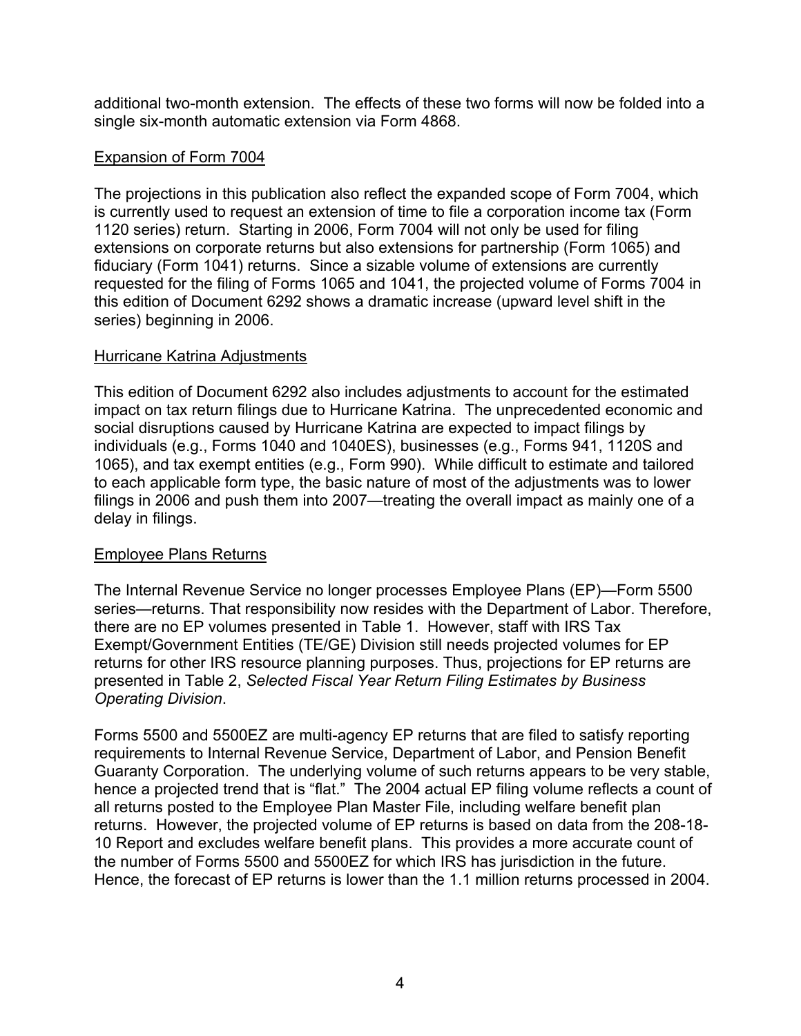additional two-month extension. The effects of these two forms will now be folded into a single six-month automatic extension via Form 4868.

## Expansion of Form 7004

The projections in this publication also reflect the expanded scope of Form 7004, which is currently used to request an extension of time to file a corporation income tax (Form 1120 series) return. Starting in 2006, Form 7004 will not only be used for filing extensions on corporate returns but also extensions for partnership (Form 1065) and fiduciary (Form 1041) returns. Since a sizable volume of extensions are currently requested for the filing of Forms 1065 and 1041, the projected volume of Forms 7004 in this edition of Document 6292 shows a dramatic increase (upward level shift in the series) beginning in 2006.

## Hurricane Katrina Adjustments

This edition of Document 6292 also includes adjustments to account for the estimated impact on tax return filings due to Hurricane Katrina. The unprecedented economic and social disruptions caused by Hurricane Katrina are expected to impact filings by individuals (e.g., Forms 1040 and 1040ES), businesses (e.g., Forms 941, 1120S and 1065), and tax exempt entities (e.g., Form 990). While difficult to estimate and tailored to each applicable form type, the basic nature of most of the adjustments was to lower filings in 2006 and push them into 2007—treating the overall impact as mainly one of a delay in filings.

## Employee Plans Returns

The Internal Revenue Service no longer processes Employee Plans (EP)—Form 5500 series—returns. That responsibility now resides with the Department of Labor. Therefore, there are no EP volumes presented in Table 1. However, staff with IRS Tax Exempt/Government Entities (TE/GE) Division still needs projected volumes for EP returns for other IRS resource planning purposes. Thus, projections for EP returns are presented in Table 2, *Selected Fiscal Year Return Filing Estimates by Business Operating Division*.

Forms 5500 and 5500EZ are multi-agency EP returns that are filed to satisfy reporting requirements to Internal Revenue Service, Department of Labor, and Pension Benefit Guaranty Corporation. The underlying volume of such returns appears to be very stable, hence a projected trend that is "flat." The 2004 actual EP filing volume reflects a count of all returns posted to the Employee Plan Master File, including welfare benefit plan returns. However, the projected volume of EP returns is based on data from the 208-18-10 Report and excludes welfare benefit plans. This provides a more accurate count of the number of Forms 5500 and 5500EZ for which IRS has jurisdiction in the future. Hence, the forecast of EP returns is lower than the 1.1 million returns processed in 2004.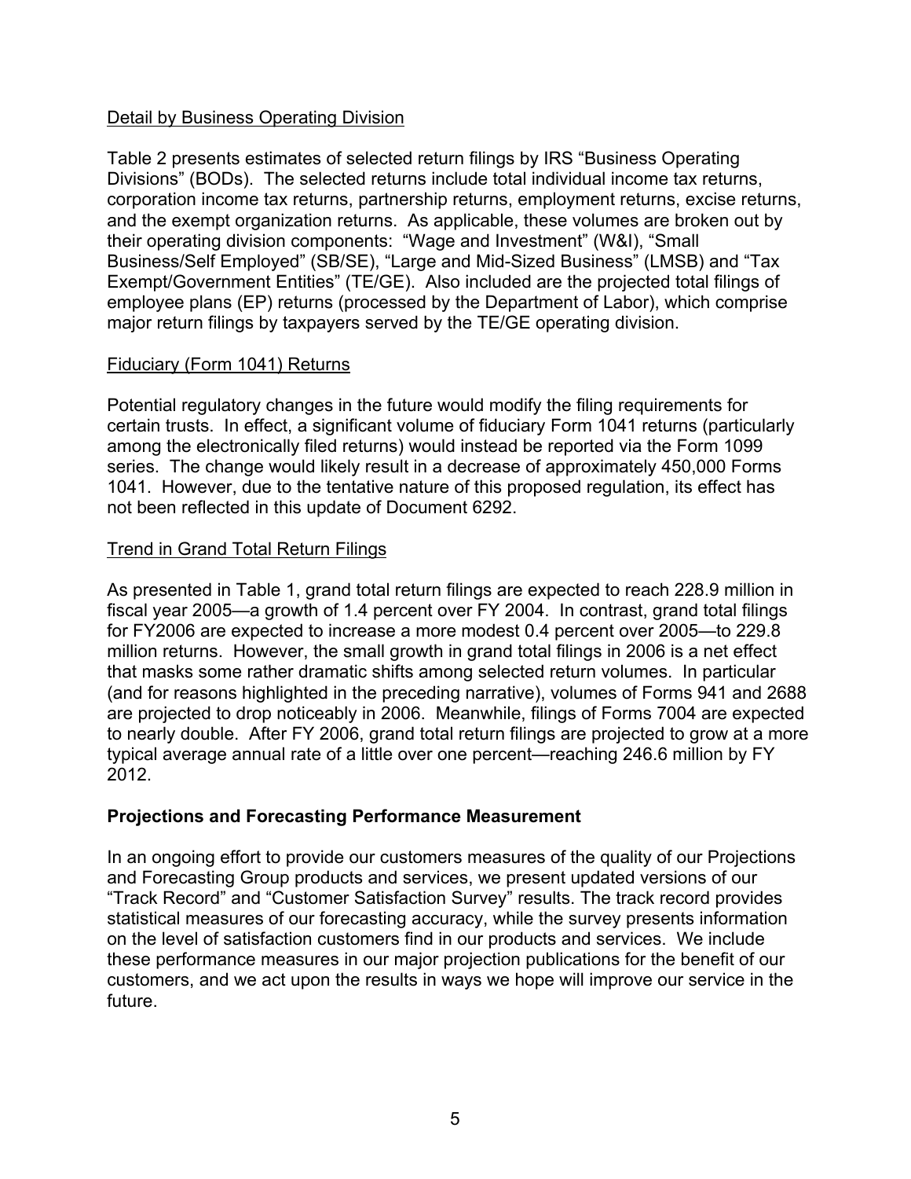Detail by Business Operating Division

Table 2 presents estimates of selected return filings by IRS "Business Operating Divisions" (BODs). The selected returns include total individual income tax returns, corporation income tax returns, partnership returns, employment returns, excise returns, and the exempt organization returns. As applicable, these volumes are broken out by their operating division components: "Wage and Investment" (W&I), "Small Business/Self Employed" (SB/SE), "Large and Mid-Sized Business" (LMSB) and "Tax Exempt/Government Entities" (TE/GE). Also included are the projected total filings of employee plans (EP) returns (processed by the Department of Labor), which comprise major return filings by taxpayers served by the TE/GE operating division.

Fiduciary (Form 1041) Returns

Potential regulatory changes in the future would modify the filing requirements for certain trusts. In effect, a significant volume of fiduciary Form 1041 returns (particularly among the electronically filed returns) would instead be reported via the Form 1099 series. The change would likely result in a decrease of approximately 450,000 Forms 1041. However, due to the tentative nature of this proposed regulation, its effect has not been reflected in this update of Document 6292.

Trend in Grand Total Return Filings

As presented in Table 1, grand total return filings are expected to reach 228.9 million in fiscal year 2005—a growth of 1.4 percent over FY 2004. In contrast, grand total filings for FY2006 are expected to increase a more modest 0.4 percent over 2005—to 229.8 million returns. However, the small growth in grand total filings in 2006 is a net effect that masks some rather dramatic shifts among selected return volumes. In particular (and for reasons highlighted in the preceding narrative), volumes of Forms 941 and 2688 are projected to drop noticeably in 2006. Meanwhile, filings of Forms 7004 are expected to nearly double. After FY 2006, grand total return filings are projected to grow at a more typical average annual rate of a little over one percent—reaching 246.6 million by FY 2012.

**Projections and Forecasting Performance Measurement**

In an ongoing effort to provide our customers measures of the quality of our Projections and Forecasting Group products and services, we present updated versions of our "Track Record" and "Customer Satisfaction Survey" results. The track record provides statistical measures of our forecasting accuracy, while the survey presents information on the level of satisfaction customers find in our products and services. We include these performance measures in our major projection publications for the benefit of our customers, and we act upon the results in ways we hope will improve our service in the future.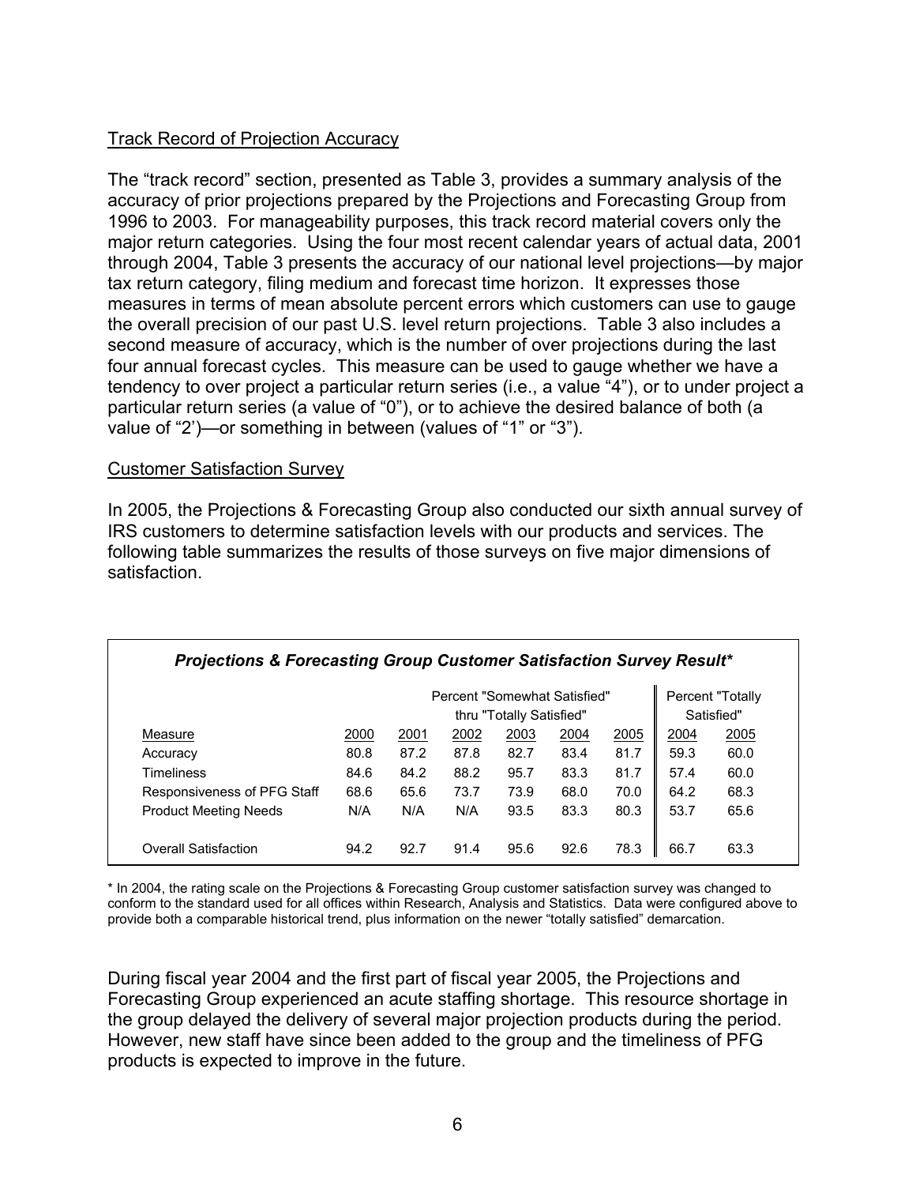Track Record of Projection Accuracy

The "track record" section, presented as Table 3, provides a summary analysis of the accuracy of prior projections prepared by the Projections and Forecasting Group from 1996 to 2003. For manageability purposes, this track record material covers only the major return categories. Using the four most recent calendar years of actual data, 2001 through 2004, Table 3 presents the accuracy of our national level projections—by major tax return category, filing medium and forecast time horizon. It expresses those measures in terms of mean absolute percent errors which customers can use to gauge the overall precision of our past U.S. level return projections. Table 3 also includes a second measure of accuracy, which is the number of over projections during the last four annual forecast cycles. This measure can be used to gauge whether we have a tendency to over project a particular return series (i.e., a value "4"), or to under project a particular return series (a value of "0"), or to achieve the desired balance of both (a value of "2')—or something in between (values of "1" or "3").

Customer Satisfaction Survey

In 2005, the Projections & Forecasting Group also conducted our sixth annual survey of IRS customers to determine satisfaction levels with our products and services. The following table summarizes the results of those surveys on five major dimensions of satisfaction.

***Projections & Forecasting Group Customer Satisfaction Survey Result****

| | Percent "Somewhat Satisfied" thru "Totally Satisfied" | | | | | | Percent "Totally Satisfied" | |
|---|---|---|---|---|---|---|---|---|
| Measure | 2000 | 2001 | 2002 | 2003 | 2004 | 2005 | 2004 | 2005 |
| Accuracy | 80.8 | 87.2 | 87.8 | 82.7 | 83.4 | 81.7 | 59.3 | 60.0 |
| Timeliness | 84.6 | 84.2 | 88.2 | 95.7 | 83.3 | 81.7 | 57.4 | 60.0 |
| Responsiveness of PFG Staff | 68.6 | 65.6 | 73.7 | 73.9 | 68.0 | 70.0 | 64.2 | 68.3 |
| Product Meeting Needs | N/A | N/A | N/A | 93.5 | 83.3 | 80.3 | 53.7 | 65.6 |
| Overall Satisfaction | 94.2 | 92.7 | 91.4 | 95.6 | 92.6 | 78.3 | 66.7 | 63.3 |

* In 2004, the rating scale on the Projections & Forecasting Group customer satisfaction survey was changed to conform to the standard used for all offices within Research, Analysis and Statistics. Data were configured above to provide both a comparable historical trend, plus information on the newer "totally satisfied" demarcation.

During fiscal year 2004 and the first part of fiscal year 2005, the Projections and Forecasting Group experienced an acute staffing shortage. This resource shortage in the group delayed the delivery of several major projection products during the period. However, new staff have since been added to the group and the timeliness of PFG products is expected to improve in the future.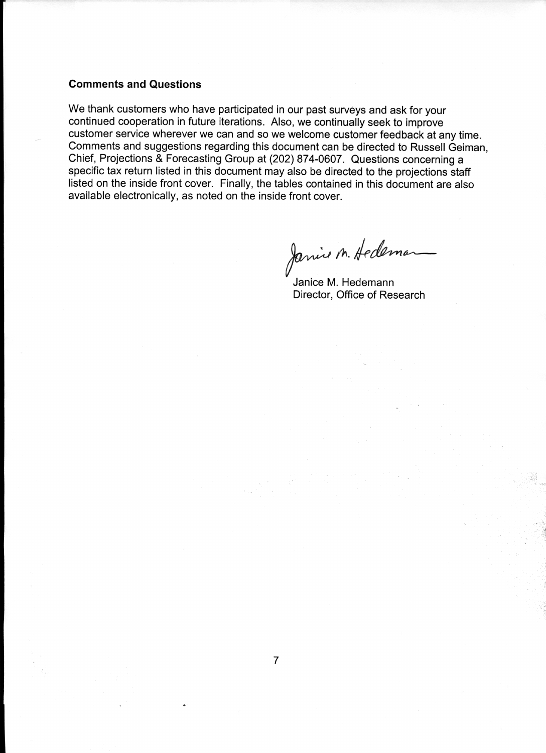**Comments and Questions**

We thank customers who have participated in our past surveys and ask for your continued cooperation in future iterations. Also, we continually seek to improve customer service wherever we can and so we welcome customer feedback at any time. Comments and suggestions regarding this document can be directed to Russell Geiman, Chief, Projections & Forecasting Group at (202) 874-0607. Questions concerning a specific tax return listed in this document may also be directed to the projections staff listed on the inside front cover. Finally, the tables contained in this document are also available electronically, as noted on the inside front cover.

Janice M. Hedemann
Director, Office of Research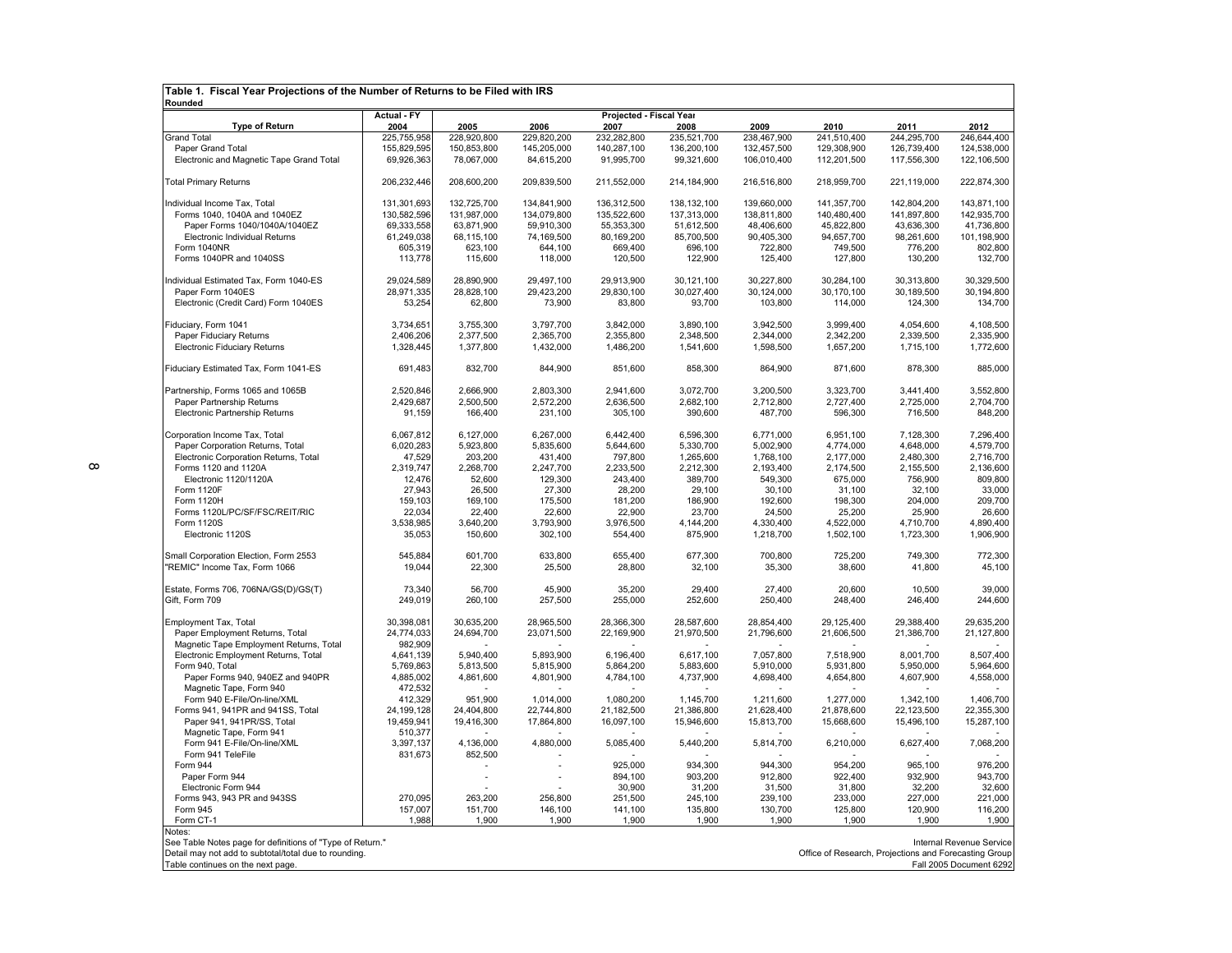**Table 1. Fiscal Year Projections of the Number of Returns to be Filed with IRS**
**Rounded**

| Type of Return | Actual - FY 2004 | Projected - Fiscal Year 2005 | 2006 | 2007 | 2008 | 2009 | 2010 | 2011 | 2012 |
|---|---|---|---|---|---|---|---|---|---|
| Grand Total | 225,755,958 | 228,920,800 | 229,820,200 | 232,282,800 | 235,521,700 | 238,467,900 | 241,510,400 | 244,295,700 | 246,644,400 |
| Paper Grand Total | 155,829,595 | 150,853,800 | 145,205,000 | 140,287,100 | 136,200,100 | 132,457,500 | 129,308,900 | 126,739,400 | 124,538,000 |
| Electronic and Magnetic Tape Grand Total | 69,926,363 | 78,067,000 | 84,615,200 | 91,995,700 | 99,321,600 | 106,010,400 | 112,201,500 | 117,556,300 | 122,106,500 |
| | | | | | | | | | |
| Total Primary Returns | 206,232,446 | 208,600,200 | 209,839,500 | 211,552,000 | 214,184,900 | 216,516,800 | 218,959,700 | 221,119,000 | 222,874,300 |
| | | | | | | | | | |
| Individual Income Tax, Total | 131,301,693 | 132,725,700 | 134,841,900 | 136,312,500 | 138,132,100 | 139,660,000 | 141,357,700 | 142,804,200 | 143,871,100 |
| Forms 1040, 1040A and 1040EZ | 130,582,596 | 131,987,000 | 134,079,800 | 135,522,600 | 137,313,000 | 138,811,800 | 140,480,400 | 141,897,800 | 142,935,700 |
| Paper Forms 1040/1040A/1040EZ | 69,333,558 | 63,871,900 | 59,910,300 | 55,353,300 | 51,612,500 | 48,406,600 | 45,822,800 | 43,636,300 | 41,736,800 |
| Electronic Individual Returns | 61,249,038 | 68,115,100 | 74,169,500 | 80,169,200 | 85,700,500 | 90,405,300 | 94,657,700 | 98,261,600 | 101,198,900 |
| Form 1040NR | 605,319 | 623,100 | 644,100 | 669,400 | 696,100 | 722,800 | 749,500 | 776,200 | 802,800 |
| Forms 1040PR and 1040SS | 113,778 | 115,600 | 118,000 | 120,500 | 122,900 | 125,400 | 127,800 | 130,200 | 132,700 |
| | | | | | | | | | |
| Individual Estimated Tax, Form 1040-ES | 29,024,589 | 28,890,900 | 29,497,100 | 29,913,900 | 30,121,100 | 30,227,800 | 30,284,100 | 30,313,800 | 30,329,500 |
| Paper Form 1040ES | 28,971,335 | 28,828,100 | 29,423,200 | 29,830,100 | 30,027,400 | 30,124,000 | 30,170,100 | 30,189,500 | 30,194,800 |
| Electronic (Credit Card) Form 1040ES | 53,254 | 62,800 | 73,900 | 83,800 | 93,700 | 103,800 | 114,000 | 124,300 | 134,700 |
| | | | | | | | | | |
| Fiduciary, Form 1041 | 3,734,651 | 3,755,300 | 3,797,700 | 3,842,000 | 3,890,100 | 3,942,500 | 3,999,400 | 4,054,600 | 4,108,500 |
| Paper Fiduciary Returns | 2,406,206 | 2,377,500 | 2,365,700 | 2,355,800 | 2,348,500 | 2,344,000 | 2,342,200 | 2,339,500 | 2,335,900 |
| Electronic Fiduciary Returns | 1,328,445 | 1,377,800 | 1,432,000 | 1,486,200 | 1,541,600 | 1,598,500 | 1,657,200 | 1,715,100 | 1,772,600 |
| | | | | | | | | | |
| Fiduciary Estimated Tax, Form 1041-ES | 691,483 | 832,700 | 844,900 | 851,600 | 858,300 | 864,900 | 871,600 | 878,300 | 885,000 |
| | | | | | | | | | |
| Partnership, Forms 1065 and 1065B | 2,520,846 | 2,666,900 | 2,803,300 | 2,941,600 | 3,072,700 | 3,200,500 | 3,323,700 | 3,441,400 | 3,552,800 |
| Paper Partnership Returns | 2,429,687 | 2,500,500 | 2,572,200 | 2,636,500 | 2,682,100 | 2,712,800 | 2,727,400 | 2,725,000 | 2,704,700 |
| Electronic Partnership Returns | 91,159 | 166,400 | 231,100 | 305,100 | 390,600 | 487,700 | 596,300 | 716,500 | 848,200 |
| | | | | | | | | | |
| Corporation Income Tax, Total | 6,067,812 | 6,127,000 | 6,267,000 | 6,442,400 | 6,596,300 | 6,771,000 | 6,951,100 | 7,128,300 | 7,296,400 |
| Paper Corporation Returns, Total | 6,020,283 | 5,923,800 | 5,835,600 | 5,644,600 | 5,330,700 | 5,002,900 | 4,774,000 | 4,648,000 | 4,579,700 |
| Electronic Corporation Returns, Total | 47,529 | 203,200 | 431,400 | 797,800 | 1,265,600 | 1,768,100 | 2,177,000 | 2,480,300 | 2,716,700 |
| Forms 1120 and 1120A | 2,319,747 | 2,268,700 | 2,247,700 | 2,233,500 | 2,212,300 | 2,193,400 | 2,174,500 | 2,155,500 | 2,136,600 |
| Electronic 1120/1120A | 12,476 | 52,600 | 129,300 | 243,400 | 389,700 | 549,300 | 675,000 | 756,900 | 809,800 |
| Form 1120F | 27,943 | 26,500 | 27,300 | 28,200 | 29,100 | 30,100 | 31,100 | 32,100 | 33,000 |
| Form 1120H | 159,103 | 169,100 | 175,500 | 181,200 | 186,900 | 192,600 | 198,300 | 204,000 | 209,700 |
| Forms 1120L/PC/SF/FSC/REIT/RIC | 22,034 | 22,400 | 22,600 | 22,900 | 23,700 | 24,500 | 25,200 | 25,900 | 26,600 |
| Form 1120S | 3,538,985 | 3,640,200 | 3,793,900 | 3,976,500 | 4,144,200 | 4,330,400 | 4,522,000 | 4,710,700 | 4,890,400 |
| Electronic 1120S | 35,053 | 150,600 | 302,100 | 554,400 | 875,900 | 1,218,700 | 1,502,100 | 1,723,300 | 1,906,900 |
| | | | | | | | | | |
| Small Corporation Election, Form 2553 | 545,884 | 601,700 | 633,800 | 655,400 | 677,300 | 700,800 | 725,200 | 749,300 | 772,300 |
| "REMIC" Income Tax, Form 1066 | 19,044 | 22,300 | 25,500 | 28,800 | 32,100 | 35,300 | 38,600 | 41,800 | 45,100 |
| | | | | | | | | | |
| Estate, Forms 706, 706NA/GS(D)/GS(T) | 73,340 | 56,700 | 45,900 | 35,200 | 29,400 | 27,400 | 20,600 | 10,500 | 39,000 |
| Gift, Form 709 | 249,019 | 260,100 | 257,500 | 255,000 | 252,600 | 250,400 | 248,400 | 246,400 | 244,600 |
| | | | | | | | | | |
| Employment Tax, Total | 30,398,081 | 30,635,200 | 28,965,500 | 28,366,300 | 28,587,600 | 28,854,400 | 29,125,400 | 29,388,400 | 29,635,200 |
| Paper Employment Returns, Total | 24,774,033 | 24,694,700 | 23,071,500 | 22,169,900 | 21,970,500 | 21,796,600 | 21,606,500 | 21,386,700 | 21,127,800 |
| Magnetic Tape Employment Returns, Total | 982,909 | - | - | - | - | - | - | - | - |
| Electronic Employment Returns, Total | 4,641,139 | 5,940,400 | 5,893,900 | 6,196,400 | 6,617,100 | 7,057,800 | 7,518,900 | 8,001,700 | 8,507,400 |
| Form 940, Total | 5,769,863 | 5,813,500 | 5,815,900 | 5,864,200 | 5,883,600 | 5,910,000 | 5,931,800 | 5,950,000 | 5,964,600 |
| Paper Forms 940, 940EZ and 940PR | 4,885,002 | 4,861,600 | 4,801,900 | 4,784,100 | 4,737,900 | 4,698,400 | 4,654,800 | 4,607,900 | 4,558,000 |
| Magnetic Tape, Form 940 | 472,532 | - | - | - | - | - | - | - | - |
| Form 940 E-File/On-line/XML | 412,329 | 951,900 | 1,014,000 | 1,080,200 | 1,145,700 | 1,211,600 | 1,277,000 | 1,342,100 | 1,406,700 |
| Forms 941, 941PR and 941SS, Total | 24,199,128 | 24,404,800 | 22,744,800 | 21,182,500 | 21,386,800 | 21,628,400 | 21,878,600 | 22,123,500 | 22,355,300 |
| Paper 941, 941PR/SS, Total | 19,459,941 | 19,416,300 | 17,864,800 | 16,097,100 | 15,946,600 | 15,813,700 | 15,668,600 | 15,496,100 | 15,287,100 |
| Magnetic Tape, Form 941 | 510,377 | - | - | - | - | - | - | - | - |
| Form 941 E-File/On-line/XML | 3,397,137 | 4,136,000 | 4,880,000 | 5,085,400 | 5,440,200 | 5,814,700 | 6,210,000 | 6,627,400 | 7,068,200 |
| Form 941 TeleFile | 831,673 | 852,500 | - | - | - | - | - | - | - |
| Form 944 | | - | - | 925,000 | 934,300 | 944,300 | 954,200 | 965,100 | 976,200 |
| Paper Form 944 | | - | - | 894,100 | 903,200 | 912,800 | 922,400 | 932,900 | 943,700 |
| Electronic Form 944 | | - | - | 30,900 | 31,200 | 31,500 | 31,800 | 32,200 | 32,600 |
| Forms 943, 943 PR and 943SS | 270,095 | 263,200 | 256,800 | 251,500 | 245,100 | 239,100 | 233,000 | 227,000 | 221,000 |
| Form 945 | 157,007 | 151,700 | 146,100 | 141,100 | 135,800 | 130,700 | 125,800 | 120,900 | 116,200 |
| Form CT-1 | 1,988 | 1,900 | 1,900 | 1,900 | 1,900 | 1,900 | 1,900 | 1,900 | 1,900 |

Notes:
See Table Notes page for definitions of "Type of Return."
Detail may not add to subtotal/total due to rounding.
Table continues on the next page.

Internal Revenue Service
Office of Research, Projections and Forecasting Group
Fall 2005 Document 6292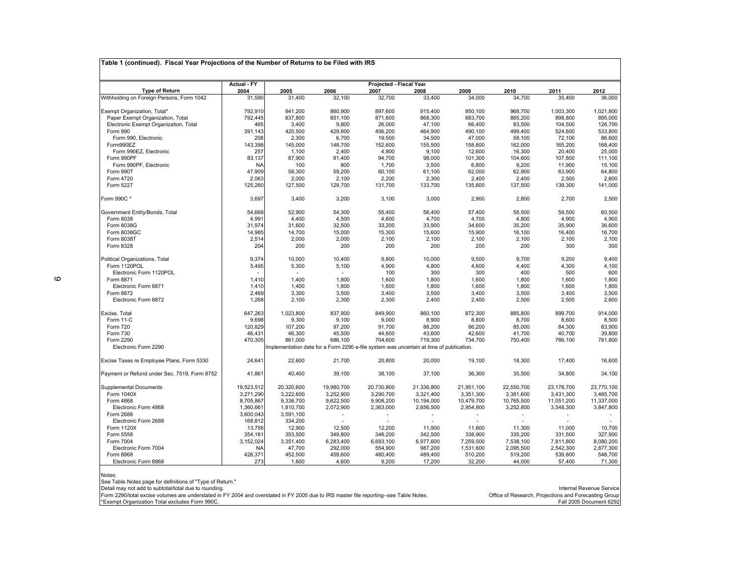**Table 1 (continued). Fiscal Year Projections of the Number of Returns to be Filed with IRS**

| Type of Return | Actual - FY 2004 | Projected - Fiscal Year 2005 | 2006 | 2007 | 2008 | 2009 | 2010 | 2011 | 2012 |
|---|---|---|---|---|---|---|---|---|---|
| Withholding on Foreign Persons, Form 1042 | 31,590 | 31,400 | 32,100 | 32,700 | 33,400 | 34,000 | 34,700 | 35,400 | 36,000 |
| Exempt Organization, Total* | 792,910 | 841,200 | 860,900 | 897,600 | 915,400 | 950,100 | 968,700 | 1,003,300 | 1,021,800 |
| Paper Exempt Organization, Total | 792,445 | 837,800 | 851,100 | 871,600 | 868,300 | 883,700 | 885,200 | 898,800 | 895,000 |
| Electronic Exempt Organization, Total | 465 | 3,400 | 9,800 | 26,000 | 47,100 | 66,400 | 83,500 | 104,500 | 126,700 |
| Form 990 | 391,143 | 420,500 | 429,800 | 456,200 | 464,900 | 490,100 | 499,400 | 524,600 | 533,800 |
| Form 990, Electronic | 208 | 2,300 | 6,700 | 19,500 | 34,500 | 47,000 | 58,100 | 72,100 | 86,600 |
| Form990EZ | 143,398 | 145,000 | 148,700 | 152,600 | 155,500 | 158,800 | 162,000 | 165,200 | 168,400 |
| Form 990EZ, Electronic | 257 | 1,100 | 2,400 | 4,800 | 9,100 | 12,600 | 16,300 | 20,400 | 25,000 |
| Form 990PF | 83,137 | 87,900 | 91,400 | 94,700 | 98,000 | 101,300 | 104,600 | 107,800 | 111,100 |
| Form 990PF, Electronic | NA | 100 | 800 | 1,700 | 3,500 | 6,800 | 9,200 | 11,900 | 15,100 |
| Form 990T | 47,909 | 58,300 | 59,200 | 60,100 | 61,100 | 62,000 | 62,900 | 63,900 | 64,800 |
| Form 4720 | 2,063 | 2,000 | 2,100 | 2,200 | 2,300 | 2,400 | 2,400 | 2,500 | 2,600 |
| Form 5227 | 125,260 | 127,500 | 129,700 | 131,700 | 133,700 | 135,600 | 137,500 | 139,300 | 141,000 |
| Form 990C * | 3,697 | 3,400 | 3,200 | 3,100 | 3,000 | 2,900 | 2,800 | 2,700 | 2,500 |
| Government Entity/Bonds, Total | 54,668 | 52,900 | 54,300 | 55,400 | 56,400 | 57,400 | 58,500 | 59,500 | 60,500 |
| Form 8038 | 4,991 | 4,400 | 4,500 | 4,600 | 4,700 | 4,700 | 4,800 | 4,900 | 4,900 |
| Form 8038G | 31,974 | 31,600 | 32,500 | 33,200 | 33,900 | 34,600 | 35,200 | 35,900 | 36,600 |
| Form 8038GC | 14,985 | 14,700 | 15,000 | 15,300 | 15,600 | 15,900 | 16,100 | 16,400 | 16,700 |
| Form 8038T | 2,514 | 2,000 | 2,000 | 2,100 | 2,100 | 2,100 | 2,100 | 2,100 | 2,100 |
| Form 8328 | 204 | 200 | 200 | 200 | 200 | 200 | 200 | 300 | 300 |
| Political Organizations, Total | 9,374 | 10,000 | 10,400 | 9,800 | 10,000 | 9,500 | 9,700 | 9,200 | 9,400 |
| Form 1120POL | 5,495 | 5,300 | 5,100 | 4,900 | 4,800 | 4,600 | 4,400 | 4,300 | 4,100 |
| Electronic Form 1120POL | - | - | - | 100 | 300 | 300 | 400 | 500 | 600 |
| Form 8871 | 1,410 | 1,400 | 1,800 | 1,600 | 1,800 | 1,600 | 1,800 | 1,600 | 1,800 |
| Electronic Form 8871 | 1,410 | 1,400 | 1,800 | 1,600 | 1,800 | 1,600 | 1,800 | 1,600 | 1,800 |
| Form 8872 | 2,469 | 3,300 | 3,500 | 3,400 | 3,500 | 3,400 | 3,500 | 3,400 | 3,500 |
| Electronic Form 8872 | 1,268 | 2,100 | 2,300 | 2,300 | 2,400 | 2,400 | 2,500 | 2,500 | 2,600 |
| Excise, Total | 647,263 | 1,023,800 | 837,900 | 849,900 | 860,100 | 872,300 | 885,800 | 899,700 | 914,000 |
| Form 11-C | 9,698 | 9,300 | 9,100 | 9,000 | 8,900 | 8,800 | 8,700 | 8,600 | 8,500 |
| Form 720 | 120,829 | 107,200 | 97,200 | 91,700 | 88,200 | 86,200 | 85,000 | 84,300 | 83,900 |
| Form 730 | 46,431 | 46,300 | 45,500 | 44,600 | 43,600 | 42,600 | 41,700 | 40,700 | 39,800 |
| Form 2290 | 470,305 | 861,000 | 686,100 | 704,600 | 719,300 | 734,700 | 750,400 | 766,100 | 781,800 |
| Electronic Form 2290 | | Implementation date for a Form 2290 e-file system was uncertain at time of publication. | | | | | | | |
| Excise Taxes re Employee Plans, Form 5330 | 24,641 | 22,600 | 21,700 | 20,800 | 20,000 | 19,100 | 18,300 | 17,400 | 16,600 |
| Payment or Refund under Sec. 7519, Form 8752 | 41,861 | 40,400 | 39,100 | 38,100 | 37,100 | 36,300 | 35,500 | 34,800 | 34,100 |
| Supplemental Documents | 19,523,512 | 20,320,600 | 19,980,700 | 20,730,800 | 21,336,800 | 21,951,100 | 22,550,700 | 23,176,700 | 23,770,100 |
| Form 1040X | 3,271,290 | 3,222,600 | 3,252,900 | 3,290,700 | 3,321,400 | 3,351,300 | 3,381,600 | 3,431,300 | 3,465,700 |
| Form 4868 | 8,705,867 | 9,336,700 | 9,622,500 | 9,908,200 | 10,194,000 | 10,479,700 | 10,765,500 | 11,051,200 | 11,337,000 |
| Electronic Form 4868 | 1,360,661 | 1,810,700 | 2,072,900 | 2,363,000 | 2,656,500 | 2,954,800 | 3,252,800 | 3,548,300 | 3,847,800 |
| Form 2688 | 3,600,043 | 3,591,100 | - | - | - | - | - | - | - |
| Electronic Form 2688 | 168,812 | 334,200 | - | - | - | - | - | - | - |
| Form 1120X | 13,756 | 12,900 | 12,500 | 12,200 | 11,900 | 11,600 | 11,300 | 11,000 | 10,700 |
| Form 5558 | 354,161 | 353,500 | 349,800 | 346,200 | 342,500 | 338,900 | 335,200 | 331,500 | 327,900 |
| Form 7004 | 3,152,024 | 3,351,400 | 6,283,400 | 6,693,100 | 6,977,600 | 7,259,500 | 7,538,100 | 7,811,800 | 8,080,200 |
| Electronic Form 7004 | NA | 47,700 | 292,000 | 554,900 | 987,200 | 1,531,600 | 2,095,500 | 2,542,300 | 2,877,300 |
| Form 8868 | 426,371 | 452,500 | 459,600 | 480,400 | 489,400 | 510,200 | 519,200 | 539,800 | 548,700 |
| Electronic Form 8868 | 273 | 1,600 | 4,600 | 9,200 | 17,200 | 32,200 | 44,000 | 57,400 | 71,300 |

Notes:
See Table Notes page for definitions of "Type of Return."
Detail may not add to subtotal/total due to rounding.
Form 2290/total excise volumes are understated in FY 2004 and overstated in FY 2005 due to IRS master file reporting--see Table Notes.
*Exempt Organization Total excludes Form 990C.

Internal Revenue Service
Office of Research, Projections and Forecasting Group
Fall 2005 Document 6292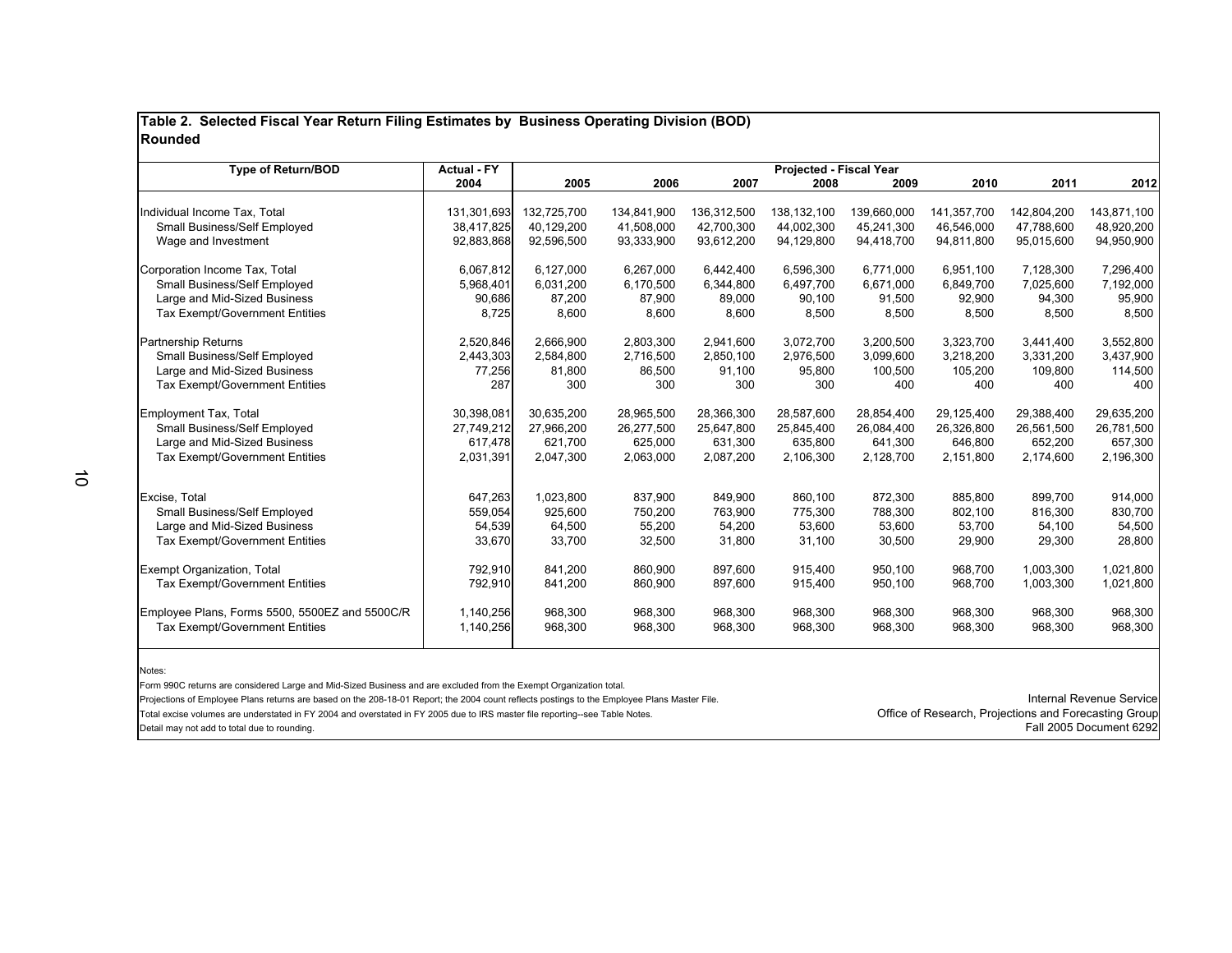**Table 2. Selected Fiscal Year Return Filing Estimates by Business Operating Division (BOD)**
**Rounded**

| Type of Return/BOD | Actual - FY | Projected - Fiscal Year | | | | | | | |
|---|---|---|---|---|---|---|---|---|---|
| | 2004 | 2005 | 2006 | 2007 | 2008 | 2009 | 2010 | 2011 | 2012 |
| Individual Income Tax, Total | 131,301,693 | 132,725,700 | 134,841,900 | 136,312,500 | 138,132,100 | 139,660,000 | 141,357,700 | 142,804,200 | 143,871,100 |
| Small Business/Self Employed | 38,417,825 | 40,129,200 | 41,508,000 | 42,700,300 | 44,002,300 | 45,241,300 | 46,546,000 | 47,788,600 | 48,920,200 |
| Wage and Investment | 92,883,868 | 92,596,500 | 93,333,900 | 93,612,200 | 94,129,800 | 94,418,700 | 94,811,800 | 95,015,600 | 94,950,900 |
| Corporation Income Tax, Total | 6,067,812 | 6,127,000 | 6,267,000 | 6,442,400 | 6,596,300 | 6,771,000 | 6,951,100 | 7,128,300 | 7,296,400 |
| Small Business/Self Employed | 5,968,401 | 6,031,200 | 6,170,500 | 6,344,800 | 6,497,700 | 6,671,000 | 6,849,700 | 7,025,600 | 7,192,000 |
| Large and Mid-Sized Business | 90,686 | 87,200 | 87,900 | 89,000 | 90,100 | 91,500 | 92,900 | 94,300 | 95,900 |
| Tax Exempt/Government Entities | 8,725 | 8,600 | 8,600 | 8,600 | 8,500 | 8,500 | 8,500 | 8,500 | 8,500 |
| Partnership Returns | 2,520,846 | 2,666,900 | 2,803,300 | 2,941,600 | 3,072,700 | 3,200,500 | 3,323,700 | 3,441,400 | 3,552,800 |
| Small Business/Self Employed | 2,443,303 | 2,584,800 | 2,716,500 | 2,850,100 | 2,976,500 | 3,099,600 | 3,218,200 | 3,331,200 | 3,437,900 |
| Large and Mid-Sized Business | 77,256 | 81,800 | 86,500 | 91,100 | 95,800 | 100,500 | 105,200 | 109,800 | 114,500 |
| Tax Exempt/Government Entities | 287 | 300 | 300 | 300 | 300 | 400 | 400 | 400 | 400 |
| Employment Tax, Total | 30,398,081 | 30,635,200 | 28,965,500 | 28,366,300 | 28,587,600 | 28,854,400 | 29,125,400 | 29,388,400 | 29,635,200 |
| Small Business/Self Employed | 27,749,212 | 27,966,200 | 26,277,500 | 25,647,800 | 25,845,400 | 26,084,400 | 26,326,800 | 26,561,500 | 26,781,500 |
| Large and Mid-Sized Business | 617,478 | 621,700 | 625,000 | 631,300 | 635,800 | 641,300 | 646,800 | 652,200 | 657,300 |
| Tax Exempt/Government Entities | 2,031,391 | 2,047,300 | 2,063,000 | 2,087,200 | 2,106,300 | 2,128,700 | 2,151,800 | 2,174,600 | 2,196,300 |
| Excise, Total | 647,263 | 1,023,800 | 837,900 | 849,900 | 860,100 | 872,300 | 885,800 | 899,700 | 914,000 |
| Small Business/Self Employed | 559,054 | 925,600 | 750,200 | 763,900 | 775,300 | 788,300 | 802,100 | 816,300 | 830,700 |
| Large and Mid-Sized Business | 54,539 | 64,500 | 55,200 | 54,200 | 53,600 | 53,600 | 53,700 | 54,100 | 54,500 |
| Tax Exempt/Government Entities | 33,670 | 33,700 | 32,500 | 31,800 | 31,100 | 30,500 | 29,900 | 29,300 | 28,800 |
| Exempt Organization, Total | 792,910 | 841,200 | 860,900 | 897,600 | 915,400 | 950,100 | 968,700 | 1,003,300 | 1,021,800 |
| Tax Exempt/Government Entities | 792,910 | 841,200 | 860,900 | 897,600 | 915,400 | 950,100 | 968,700 | 1,003,300 | 1,021,800 |
| Employee Plans, Forms 5500, 5500EZ and 5500C/R | 1,140,256 | 968,300 | 968,300 | 968,300 | 968,300 | 968,300 | 968,300 | 968,300 | 968,300 |
| Tax Exempt/Government Entities | 1,140,256 | 968,300 | 968,300 | 968,300 | 968,300 | 968,300 | 968,300 | 968,300 | 968,300 |

Notes:

Form 990C returns are considered Large and Mid-Sized Business and are excluded from the Exempt Organization total.

Projections of Employee Plans returns are based on the 208-18-01 Report; the 2004 count reflects postings to the Employee Plans Master File.

Total excise volumes are understated in FY 2004 and overstated in FY 2005 due to IRS master file reporting--see Table Notes.

Detail may not add to total due to rounding.

Internal Revenue Service
Office of Research, Projections and Forecasting Group
Fall 2005 Document 6292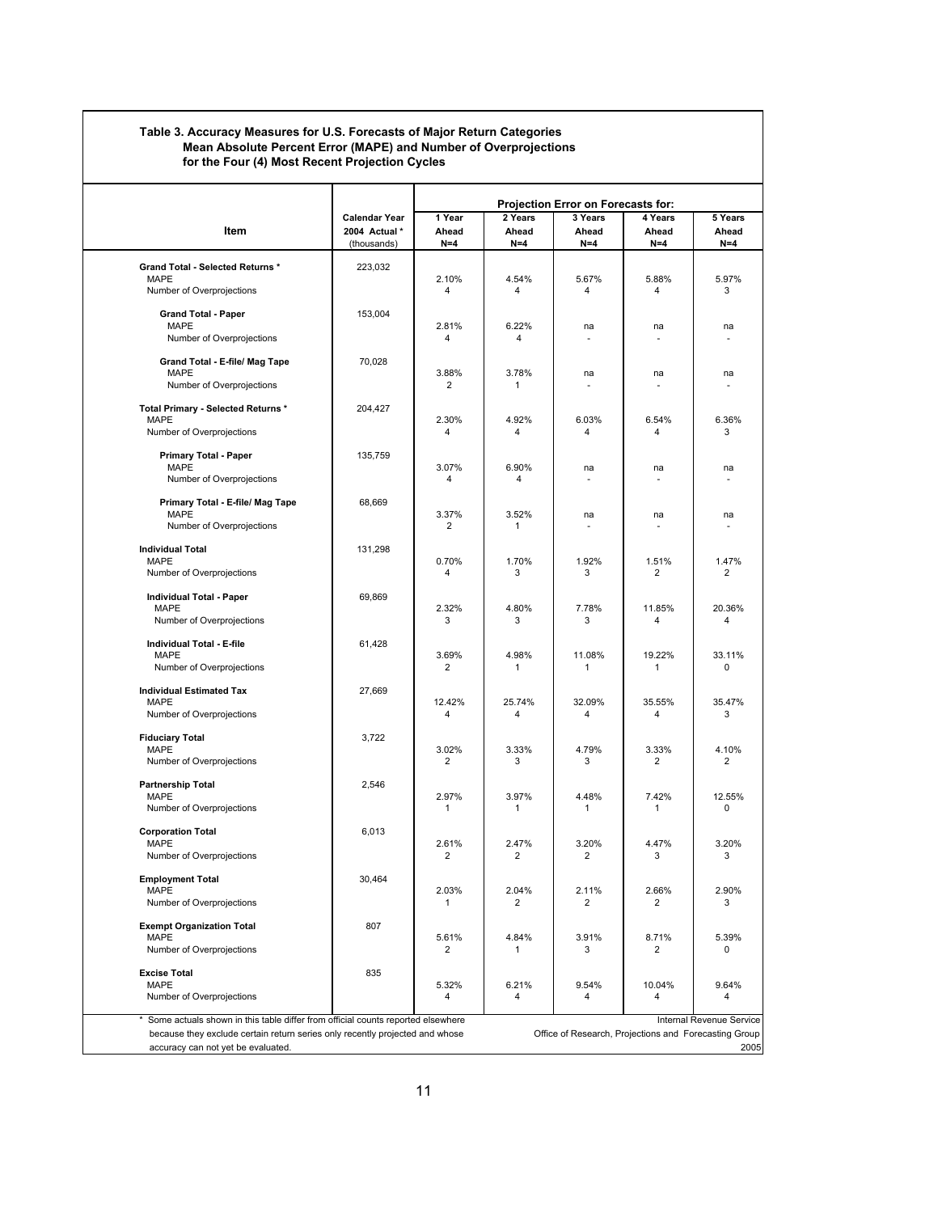**Table 3. Accuracy Measures for U.S. Forecasts of Major Return Categories**
**Mean Absolute Percent Error (MAPE) and Number of Overprojections**
**for the Four (4) Most Recent Projection Cycles**

| Item | Calendar Year 2004 Actual * (thousands) | Projection Error on Forecasts for: 1 Year Ahead N=4 | 2 Years Ahead N=4 | 3 Years Ahead N=4 | 4 Years Ahead N=4 | 5 Years Ahead N=4 |
|---|---|---|---|---|---|---|
| **Grand Total - Selected Returns *** | 223,032 | | | | | |
| MAPE | | 2.10% | 4.54% | 5.67% | 5.88% | 5.97% |
| Number of Overprojections | | 4 | 4 | 4 | 4 | 3 |
| **Grand Total - Paper** | 153,004 | | | | | |
| MAPE | | 2.81% | 6.22% | na | na | na |
| Number of Overprojections | | 4 | 4 | - | - | - |
| **Grand Total - E-file/ Mag Tape** | 70,028 | | | | | |
| MAPE | | 3.88% | 3.78% | na | na | na |
| Number of Overprojections | | 2 | 1 | - | - | - |
| **Total Primary - Selected Returns *** | 204,427 | | | | | |
| MAPE | | 2.30% | 4.92% | 6.03% | 6.54% | 6.36% |
| Number of Overprojections | | 4 | 4 | 4 | 4 | 3 |
| **Primary Total - Paper** | 135,759 | | | | | |
| MAPE | | 3.07% | 6.90% | na | na | na |
| Number of Overprojections | | 4 | 4 | - | - | - |
| **Primary Total - E-file/ Mag Tape** | 68,669 | | | | | |
| MAPE | | 3.37% | 3.52% | na | na | na |
| Number of Overprojections | | 2 | 1 | - | - | - |
| **Individual Total** | 131,298 | | | | | |
| MAPE | | 0.70% | 1.70% | 1.92% | 1.51% | 1.47% |
| Number of Overprojections | | 4 | 3 | 3 | 2 | 2 |
| **Individual Total - Paper** | 69,869 | | | | | |
| MAPE | | 2.32% | 4.80% | 7.78% | 11.85% | 20.36% |
| Number of Overprojections | | 3 | 3 | 3 | 4 | 4 |
| **Individual Total - E-file** | 61,428 | | | | | |
| MAPE | | 3.69% | 4.98% | 11.08% | 19.22% | 33.11% |
| Number of Overprojections | | 2 | 1 | 1 | 1 | 0 |
| **Individual Estimated Tax** | 27,669 | | | | | |
| MAPE | | 12.42% | 25.74% | 32.09% | 35.55% | 35.47% |
| Number of Overprojections | | 4 | 4 | 4 | 4 | 3 |
| **Fiduciary Total** | 3,722 | | | | | |
| MAPE | | 3.02% | 3.33% | 4.79% | 3.33% | 4.10% |
| Number of Overprojections | | 2 | 3 | 3 | 2 | 2 |
| **Partnership Total** | 2,546 | | | | | |
| MAPE | | 2.97% | 3.97% | 4.48% | 7.42% | 12.55% |
| Number of Overprojections | | 1 | 1 | 1 | 1 | 0 |
| **Corporation Total** | 6,013 | | | | | |
| MAPE | | 2.61% | 2.47% | 3.20% | 4.47% | 3.20% |
| Number of Overprojections | | 2 | 2 | 2 | 3 | 3 |
| **Employment Total** | 30,464 | | | | | |
| MAPE | | 2.03% | 2.04% | 2.11% | 2.66% | 2.90% |
| Number of Overprojections | | 1 | 2 | 2 | 2 | 3 |
| **Exempt Organization Total** | 807 | | | | | |
| MAPE | | 5.61% | 4.84% | 3.91% | 8.71% | 5.39% |
| Number of Overprojections | | 2 | 1 | 3 | 2 | 0 |
| **Excise Total** | 835 | | | | | |
| MAPE | | 5.32% | 6.21% | 9.54% | 10.04% | 9.64% |
| Number of Overprojections | | 4 | 4 | 4 | 4 | 4 |

\* Some actuals shown in this table differ from official counts reported elsewhere because they exclude certain return series only recently projected and whose accuracy can not yet be evaluated.

Internal Revenue Service
Office of Research, Projections and Forecasting Group
2005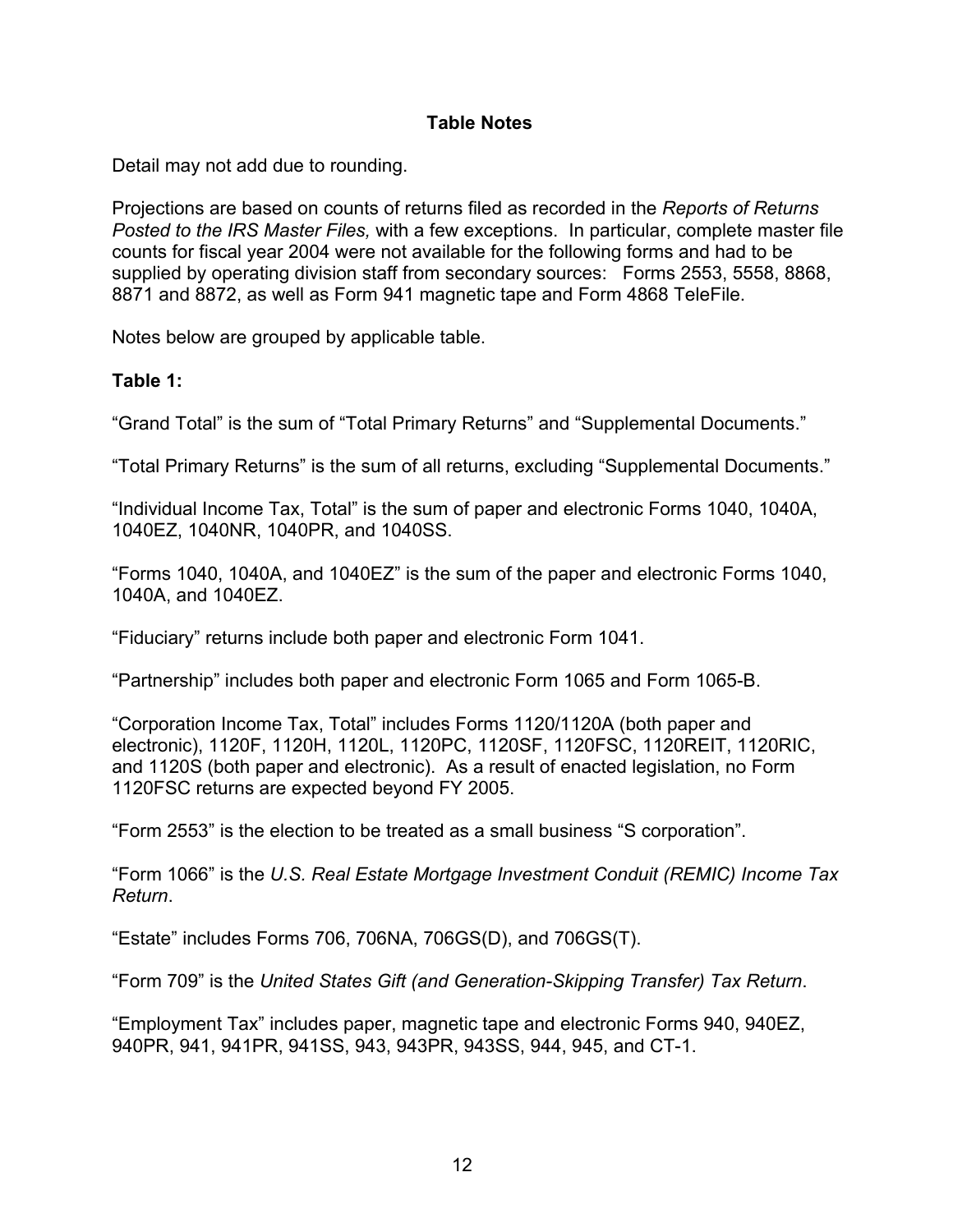## Table Notes

Detail may not add due to rounding.

Projections are based on counts of returns filed as recorded in the *Reports of Returns Posted to the IRS Master Files,* with a few exceptions. In particular, complete master file counts for fiscal year 2004 were not available for the following forms and had to be supplied by operating division staff from secondary sources: Forms 2553, 5558, 8868, 8871 and 8872, as well as Form 941 magnetic tape and Form 4868 TeleFile.

Notes below are grouped by applicable table.

**Table 1:**

"Grand Total" is the sum of "Total Primary Returns" and "Supplemental Documents."

"Total Primary Returns" is the sum of all returns, excluding "Supplemental Documents."

"Individual Income Tax, Total" is the sum of paper and electronic Forms 1040, 1040A, 1040EZ, 1040NR, 1040PR, and 1040SS.

"Forms 1040, 1040A, and 1040EZ" is the sum of the paper and electronic Forms 1040, 1040A, and 1040EZ.

"Fiduciary" returns include both paper and electronic Form 1041.

"Partnership" includes both paper and electronic Form 1065 and Form 1065-B.

"Corporation Income Tax, Total" includes Forms 1120/1120A (both paper and electronic), 1120F, 1120H, 1120L, 1120PC, 1120SF, 1120FSC, 1120REIT, 1120RIC, and 1120S (both paper and electronic). As a result of enacted legislation, no Form 1120FSC returns are expected beyond FY 2005.

"Form 2553" is the election to be treated as a small business "S corporation".

"Form 1066" is the *U.S. Real Estate Mortgage Investment Conduit (REMIC) Income Tax Return*.

"Estate" includes Forms 706, 706NA, 706GS(D), and 706GS(T).

"Form 709" is the *United States Gift (and Generation-Skipping Transfer) Tax Return*.

"Employment Tax" includes paper, magnetic tape and electronic Forms 940, 940EZ, 940PR, 941, 941PR, 941SS, 943, 943PR, 943SS, 944, 945, and CT-1.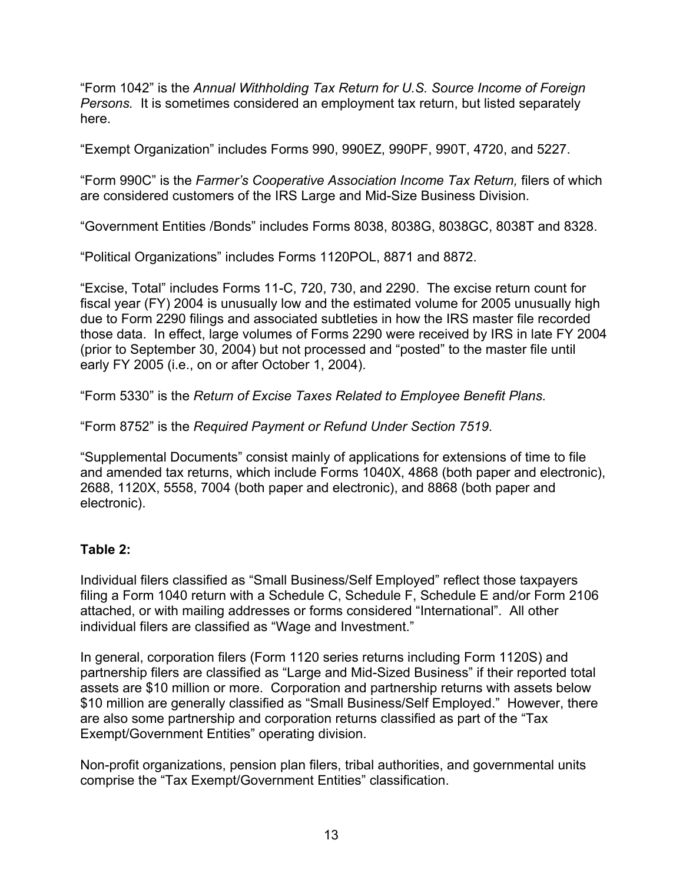"Form 1042" is the *Annual Withholding Tax Return for U.S. Source Income of Foreign Persons.* It is sometimes considered an employment tax return, but listed separately here.

"Exempt Organization" includes Forms 990, 990EZ, 990PF, 990T, 4720, and 5227.

"Form 990C" is the *Farmer's Cooperative Association Income Tax Return,* filers of which are considered customers of the IRS Large and Mid-Size Business Division.

"Government Entities /Bonds" includes Forms 8038, 8038G, 8038GC, 8038T and 8328.

"Political Organizations" includes Forms 1120POL, 8871 and 8872.

"Excise, Total" includes Forms 11-C, 720, 730, and 2290. The excise return count for fiscal year (FY) 2004 is unusually low and the estimated volume for 2005 unusually high due to Form 2290 filings and associated subtleties in how the IRS master file recorded those data. In effect, large volumes of Forms 2290 were received by IRS in late FY 2004 (prior to September 30, 2004) but not processed and "posted" to the master file until early FY 2005 (i.e., on or after October 1, 2004).

"Form 5330" is the *Return of Excise Taxes Related to Employee Benefit Plans*.

"Form 8752" is the *Required Payment or Refund Under Section 7519*.

"Supplemental Documents" consist mainly of applications for extensions of time to file and amended tax returns, which include Forms 1040X, 4868 (both paper and electronic), 2688, 1120X, 5558, 7004 (both paper and electronic), and 8868 (both paper and electronic).

**Table 2:**

Individual filers classified as "Small Business/Self Employed" reflect those taxpayers filing a Form 1040 return with a Schedule C, Schedule F, Schedule E and/or Form 2106 attached, or with mailing addresses or forms considered "International". All other individual filers are classified as "Wage and Investment."

In general, corporation filers (Form 1120 series returns including Form 1120S) and partnership filers are classified as "Large and Mid-Sized Business" if their reported total assets are $10 million or more. Corporation and partnership returns with assets below $10 million are generally classified as "Small Business/Self Employed." However, there are also some partnership and corporation returns classified as part of the "Tax Exempt/Government Entities" operating division.

Non-profit organizations, pension plan filers, tribal authorities, and governmental units comprise the "Tax Exempt/Government Entities" classification.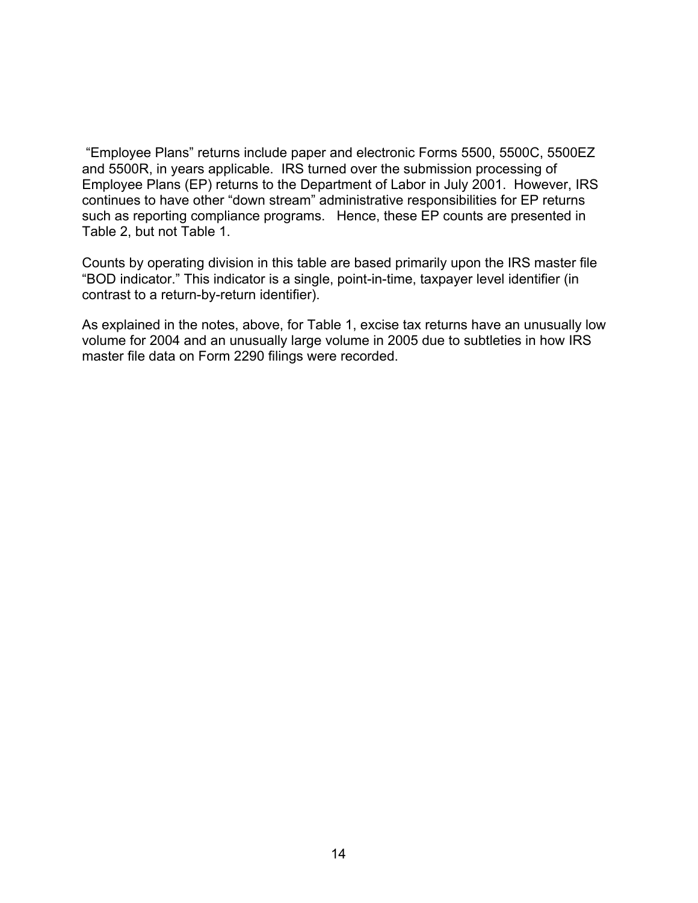"Employee Plans" returns include paper and electronic Forms 5500, 5500C, 5500EZ and 5500R, in years applicable. IRS turned over the submission processing of Employee Plans (EP) returns to the Department of Labor in July 2001. However, IRS continues to have other "down stream" administrative responsibilities for EP returns such as reporting compliance programs. Hence, these EP counts are presented in Table 2, but not Table 1.

Counts by operating division in this table are based primarily upon the IRS master file "BOD indicator." This indicator is a single, point-in-time, taxpayer level identifier (in contrast to a return-by-return identifier).

As explained in the notes, above, for Table 1, excise tax returns have an unusually low volume for 2004 and an unusually large volume in 2005 due to subtleties in how IRS master file data on Form 2290 filings were recorded.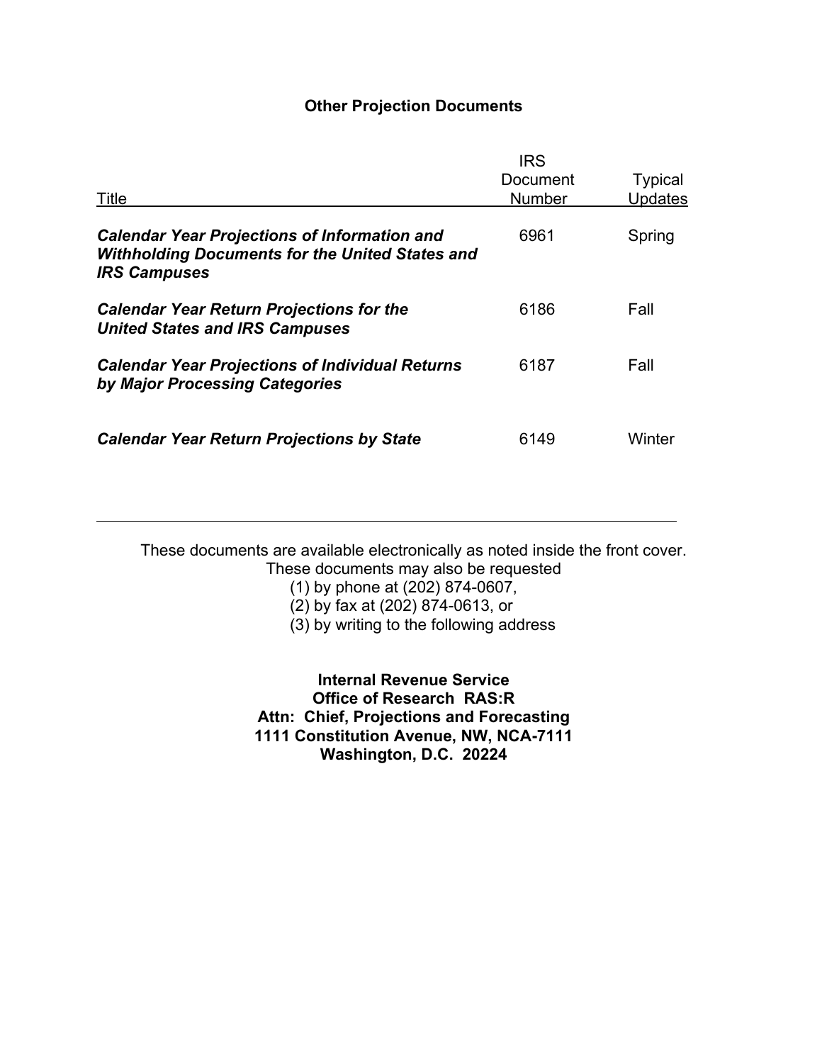# Other Projection Documents

| Title | IRS Document Number | Typical Updates |
|---|---|---|
| ***Calendar Year Projections of Information and Withholding Documents for the United States and IRS Campuses*** | 6961 | Spring |
| ***Calendar Year Return Projections for the United States and IRS Campuses*** | 6186 | Fall |
| ***Calendar Year Projections of Individual Returns by Major Processing Categories*** | 6187 | Fall |
| ***Calendar Year Return Projections by State*** | 6149 | Winter |

---

These documents are available electronically as noted inside the front cover.
These documents may also be requested
(1) by phone at (202) 874-0607,
(2) by fax at (202) 874-0613, or
(3) by writing to the following address

**Internal Revenue Service**
**Office of Research RAS:R**
**Attn: Chief, Projections and Forecasting**
**1111 Constitution Avenue, NW, NCA-7111**
**Washington, D.C. 20224**